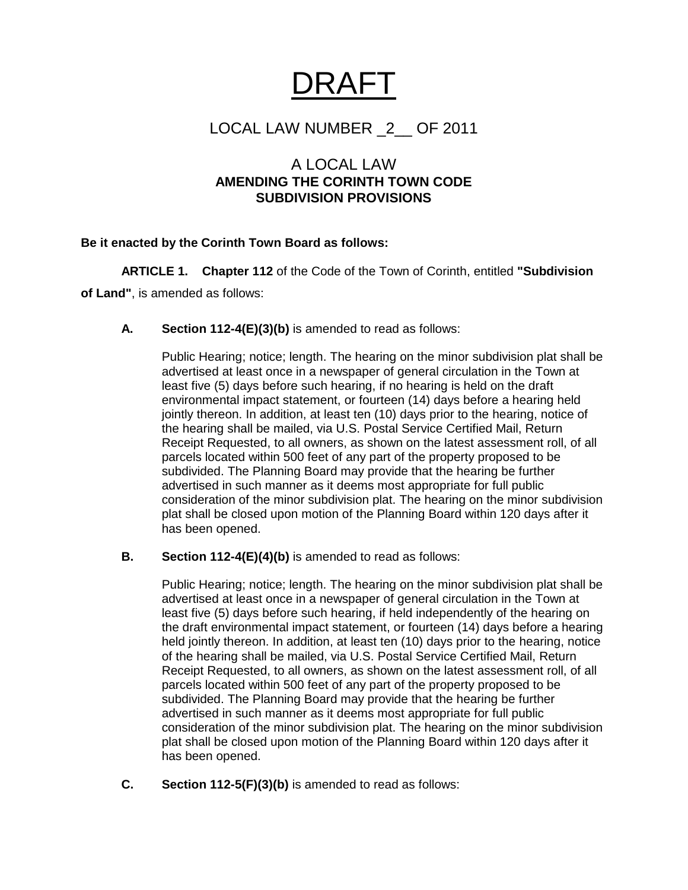# DRAFT

## LOCAL LAW NUMBER _2__ OF 2011

### A LOCAL LAW
### AMENDING THE CORINTH TOWN CODE SUBDIVISION PROVISIONS

**Be it enacted by the Corinth Town Board as follows:**

**ARTICLE 1. Chapter 112** of the Code of the Town of Corinth, entitled **"Subdivision of Land"**, is amended as follows:

**A. Section 112-4(E)(3)(b)** is amended to read as follows:

Public Hearing; notice; length. The hearing on the minor subdivision plat shall be advertised at least once in a newspaper of general circulation in the Town at least five (5) days before such hearing, if no hearing is held on the draft environmental impact statement, or fourteen (14) days before a hearing held jointly thereon. In addition, at least ten (10) days prior to the hearing, notice of the hearing shall be mailed, via U.S. Postal Service Certified Mail, Return Receipt Requested, to all owners, as shown on the latest assessment roll, of all parcels located within 500 feet of any part of the property proposed to be subdivided. The Planning Board may provide that the hearing be further advertised in such manner as it deems most appropriate for full public consideration of the minor subdivision plat. The hearing on the minor subdivision plat shall be closed upon motion of the Planning Board within 120 days after it has been opened.

**B. Section 112-4(E)(4)(b)** is amended to read as follows:

Public Hearing; notice; length. The hearing on the minor subdivision plat shall be advertised at least once in a newspaper of general circulation in the Town at least five (5) days before such hearing, if held independently of the hearing on the draft environmental impact statement, or fourteen (14) days before a hearing held jointly thereon. In addition, at least ten (10) days prior to the hearing, notice of the hearing shall be mailed, via U.S. Postal Service Certified Mail, Return Receipt Requested, to all owners, as shown on the latest assessment roll, of all parcels located within 500 feet of any part of the property proposed to be subdivided. The Planning Board may provide that the hearing be further advertised in such manner as it deems most appropriate for full public consideration of the minor subdivision plat. The hearing on the minor subdivision plat shall be closed upon motion of the Planning Board within 120 days after it has been opened.

**C. Section 112-5(F)(3)(b)** is amended to read as follows: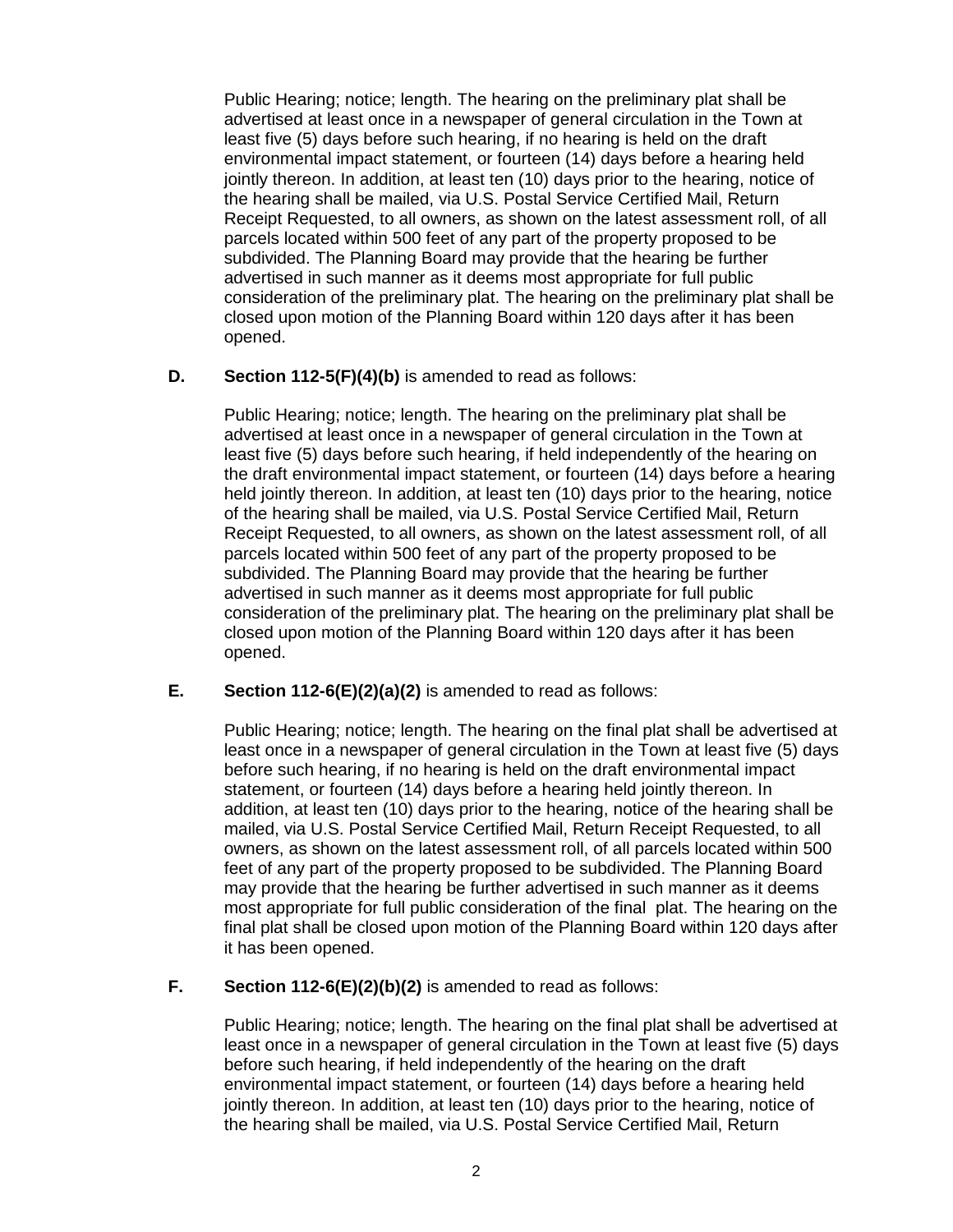Public Hearing; notice; length. The hearing on the preliminary plat shall be advertised at least once in a newspaper of general circulation in the Town at least five (5) days before such hearing, if no hearing is held on the draft environmental impact statement, or fourteen (14) days before a hearing held jointly thereon. In addition, at least ten (10) days prior to the hearing, notice of the hearing shall be mailed, via U.S. Postal Service Certified Mail, Return Receipt Requested, to all owners, as shown on the latest assessment roll, of all parcels located within 500 feet of any part of the property proposed to be subdivided. The Planning Board may provide that the hearing be further advertised in such manner as it deems most appropriate for full public consideration of the preliminary plat. The hearing on the preliminary plat shall be closed upon motion of the Planning Board within 120 days after it has been opened.

**D.** **Section 112-5(F)(4)(b)** is amended to read as follows:

Public Hearing; notice; length. The hearing on the preliminary plat shall be advertised at least once in a newspaper of general circulation in the Town at least five (5) days before such hearing, if held independently of the hearing on the draft environmental impact statement, or fourteen (14) days before a hearing held jointly thereon. In addition, at least ten (10) days prior to the hearing, notice of the hearing shall be mailed, via U.S. Postal Service Certified Mail, Return Receipt Requested, to all owners, as shown on the latest assessment roll, of all parcels located within 500 feet of any part of the property proposed to be subdivided. The Planning Board may provide that the hearing be further advertised in such manner as it deems most appropriate for full public consideration of the preliminary plat. The hearing on the preliminary plat shall be closed upon motion of the Planning Board within 120 days after it has been opened.

**E.** **Section 112-6(E)(2)(a)(2)** is amended to read as follows:

Public Hearing; notice; length. The hearing on the final plat shall be advertised at least once in a newspaper of general circulation in the Town at least five (5) days before such hearing, if no hearing is held on the draft environmental impact statement, or fourteen (14) days before a hearing held jointly thereon. In addition, at least ten (10) days prior to the hearing, notice of the hearing shall be mailed, via U.S. Postal Service Certified Mail, Return Receipt Requested, to all owners, as shown on the latest assessment roll, of all parcels located within 500 feet of any part of the property proposed to be subdivided. The Planning Board may provide that the hearing be further advertised in such manner as it deems most appropriate for full public consideration of the final plat. The hearing on the final plat shall be closed upon motion of the Planning Board within 120 days after it has been opened.

**F.** **Section 112-6(E)(2)(b)(2)** is amended to read as follows:

Public Hearing; notice; length. The hearing on the final plat shall be advertised at least once in a newspaper of general circulation in the Town at least five (5) days before such hearing, if held independently of the hearing on the draft environmental impact statement, or fourteen (14) days before a hearing held jointly thereon. In addition, at least ten (10) days prior to the hearing, notice of the hearing shall be mailed, via U.S. Postal Service Certified Mail, Return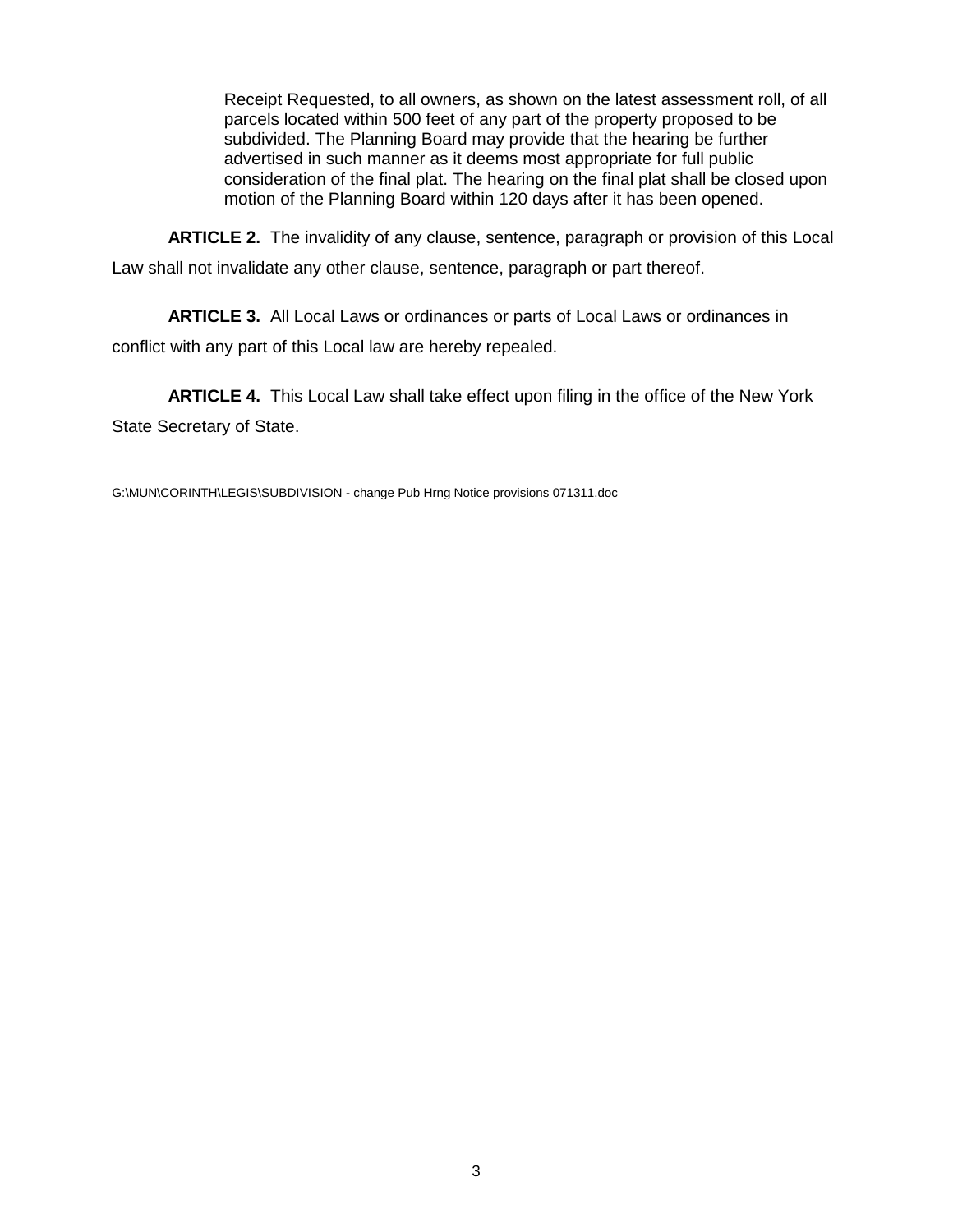> Receipt Requested, to all owners, as shown on the latest assessment roll, of all parcels located within 500 feet of any part of the property proposed to be subdivided. The Planning Board may provide that the hearing be further advertised in such manner as it deems most appropriate for full public consideration of the final plat. The hearing on the final plat shall be closed upon motion of the Planning Board within 120 days after it has been opened.

**ARTICLE 2.** The invalidity of any clause, sentence, paragraph or provision of this Local Law shall not invalidate any other clause, sentence, paragraph or part thereof.

**ARTICLE 3.** All Local Laws or ordinances or parts of Local Laws or ordinances in conflict with any part of this Local law are hereby repealed.

**ARTICLE 4.** This Local Law shall take effect upon filing in the office of the New York State Secretary of State.

G:\MUN\CORINTH\LEGIS\SUBDIVISION - change Pub Hrng Notice provisions 071311.doc